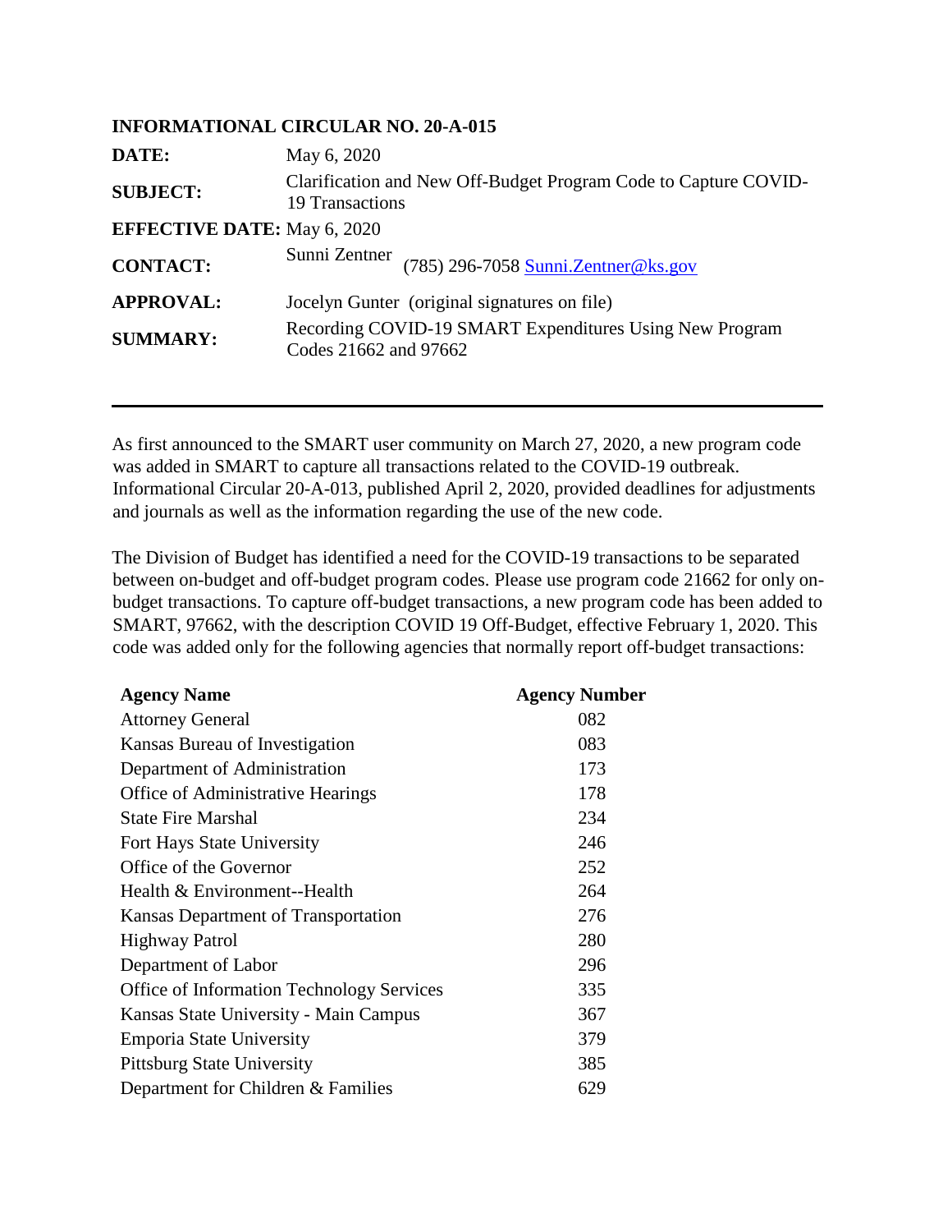**INFORMATIONAL CIRCULAR NO. 20-A-015**

| | |
|---|---|
| **DATE:** | May 6, 2020 |
| **SUBJECT:** | Clarification and New Off-Budget Program Code to Capture COVID-19 Transactions |
| **EFFECTIVE DATE:** | May 6, 2020 |
| **CONTACT:** | Sunni Zentner (785) 296-7058 Sunni.Zentner@ks.gov |
| **APPROVAL:** | Jocelyn Gunter (original signatures on file) |
| **SUMMARY:** | Recording COVID-19 SMART Expenditures Using New Program Codes 21662 and 97662 |

---

As first announced to the SMART user community on March 27, 2020, a new program code was added in SMART to capture all transactions related to the COVID-19 outbreak. Informational Circular 20-A-013, published April 2, 2020, provided deadlines for adjustments and journals as well as the information regarding the use of the new code.

The Division of Budget has identified a need for the COVID-19 transactions to be separated between on-budget and off-budget program codes. Please use program code 21662 for only on-budget transactions. To capture off-budget transactions, a new program code has been added to SMART, 97662, with the description COVID 19 Off-Budget, effective February 1, 2020. This code was added only for the following agencies that normally report off-budget transactions:

| Agency Name | Agency Number |
|---|---|
| Attorney General | 082 |
| Kansas Bureau of Investigation | 083 |
| Department of Administration | 173 |
| Office of Administrative Hearings | 178 |
| State Fire Marshal | 234 |
| Fort Hays State University | 246 |
| Office of the Governor | 252 |
| Health & Environment--Health | 264 |
| Kansas Department of Transportation | 276 |
| Highway Patrol | 280 |
| Department of Labor | 296 |
| Office of Information Technology Services | 335 |
| Kansas State University - Main Campus | 367 |
| Emporia State University | 379 |
| Pittsburg State University | 385 |
| Department for Children & Families | 629 |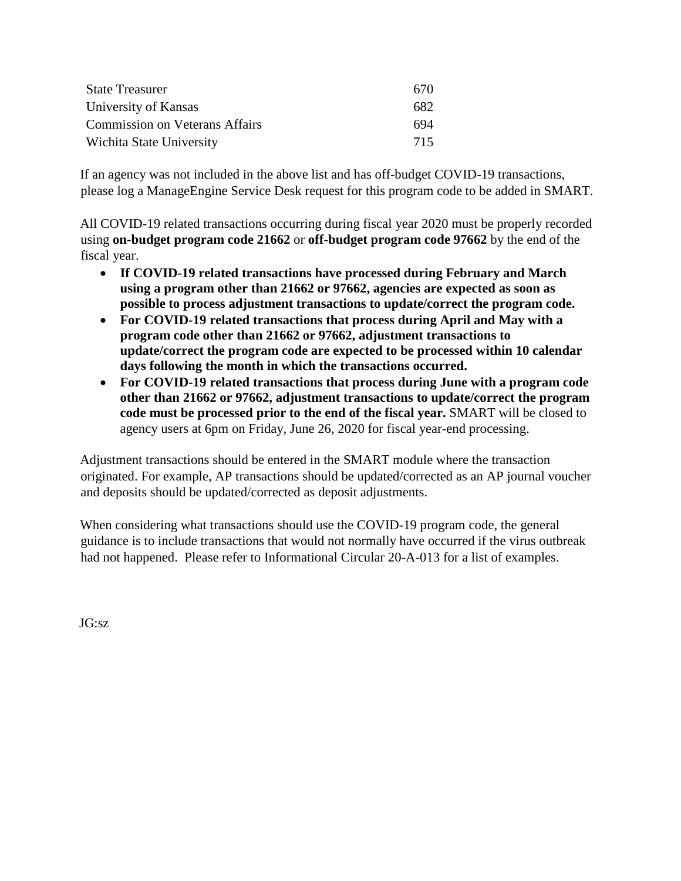| | |
|---|---|
| State Treasurer | 670 |
| University of Kansas | 682 |
| Commission on Veterans Affairs | 694 |
| Wichita State University | 715 |

If an agency was not included in the above list and has off-budget COVID-19 transactions, please log a ManageEngine Service Desk request for this program code to be added in SMART.

All COVID-19 related transactions occurring during fiscal year 2020 must be properly recorded using **on-budget program code 21662** or **off-budget program code 97662** by the end of the fiscal year.

- **If COVID-19 related transactions have processed during February and March using a program other than 21662 or 97662, agencies are expected as soon as possible to process adjustment transactions to update/correct the program code.**
- **For COVID-19 related transactions that process during April and May with a program code other than 21662 or 97662, adjustment transactions to update/correct the program code are expected to be processed within 10 calendar days following the month in which the transactions occurred.**
- **For COVID-19 related transactions that process during June with a program code other than 21662 or 97662, adjustment transactions to update/correct the program code must be processed prior to the end of the fiscal year.** SMART will be closed to agency users at 6pm on Friday, June 26, 2020 for fiscal year-end processing.

Adjustment transactions should be entered in the SMART module where the transaction originated. For example, AP transactions should be updated/corrected as an AP journal voucher and deposits should be updated/corrected as deposit adjustments.

When considering what transactions should use the COVID-19 program code, the general guidance is to include transactions that would not normally have occurred if the virus outbreak had not happened. Please refer to Informational Circular 20-A-013 for a list of examples.

JG:sz